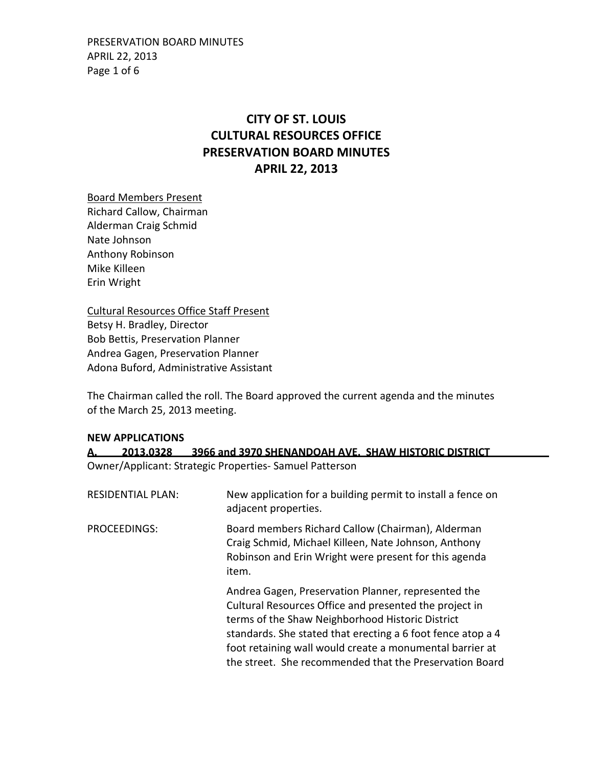# CITY OF ST. LOUIS
# CULTURAL RESOURCES OFFICE
# PRESERVATION BOARD MINUTES
# APRIL 22, 2013

Board Members Present
Richard Callow, Chairman
Alderman Craig Schmid
Nate Johnson
Anthony Robinson
Mike Killeen
Erin Wright

Cultural Resources Office Staff Present
Betsy H. Bradley, Director
Bob Bettis, Preservation Planner
Andrea Gagen, Preservation Planner
Adona Buford, Administrative Assistant

The Chairman called the roll. The Board approved the current agenda and the minutes of the March 25, 2013 meeting.

**NEW APPLICATIONS**

**A. 2013.0328 3966 and 3970 SHENANDOAH AVE. SHAW HISTORIC DISTRICT**

Owner/Applicant: Strategic Properties- Samuel Patterson

RESIDENTIAL PLAN: New application for a building permit to install a fence on adjacent properties.

PROCEEDINGS: Board members Richard Callow (Chairman), Alderman Craig Schmid, Michael Killeen, Nate Johnson, Anthony Robinson and Erin Wright were present for this agenda item.

Andrea Gagen, Preservation Planner, represented the Cultural Resources Office and presented the project in terms of the Shaw Neighborhood Historic District standards. She stated that erecting a 6 foot fence atop a 4 foot retaining wall would create a monumental barrier at the street. She recommended that the Preservation Board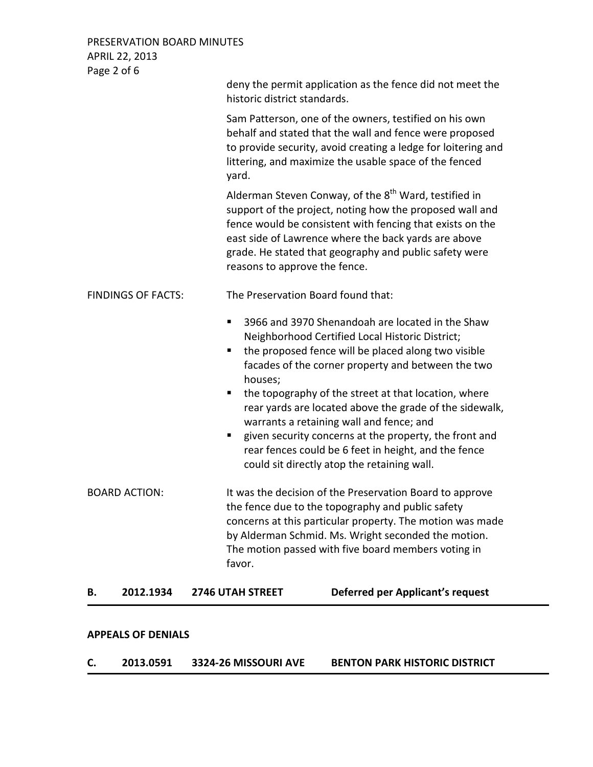deny the permit application as the fence did not meet the historic district standards.

Sam Patterson, one of the owners, testified on his own behalf and stated that the wall and fence were proposed to provide security, avoid creating a ledge for loitering and littering, and maximize the usable space of the fenced yard.

Alderman Steven Conway, of the 8th Ward, testified in support of the project, noting how the proposed wall and fence would be consistent with fencing that exists on the east side of Lawrence where the back yards are above grade. He stated that geography and public safety were reasons to approve the fence.

FINDINGS OF FACTS: The Preservation Board found that:

- 3966 and 3970 Shenandoah are located in the Shaw Neighborhood Certified Local Historic District;
- the proposed fence will be placed along two visible facades of the corner property and between the two houses;
- the topography of the street at that location, where rear yards are located above the grade of the sidewalk, warrants a retaining wall and fence; and
- given security concerns at the property, the front and rear fences could be 6 feet in height, and the fence could sit directly atop the retaining wall.

BOARD ACTION: It was the decision of the Preservation Board to approve the fence due to the topography and public safety concerns at this particular property. The motion was made by Alderman Schmid. Ms. Wright seconded the motion. The motion passed with five board members voting in favor.

**B. 2012.1934 2746 UTAH STREET Deferred per Applicant's request**

**APPEALS OF DENIALS**

**C. 2013.0591 3324-26 MISSOURI AVE BENTON PARK HISTORIC DISTRICT**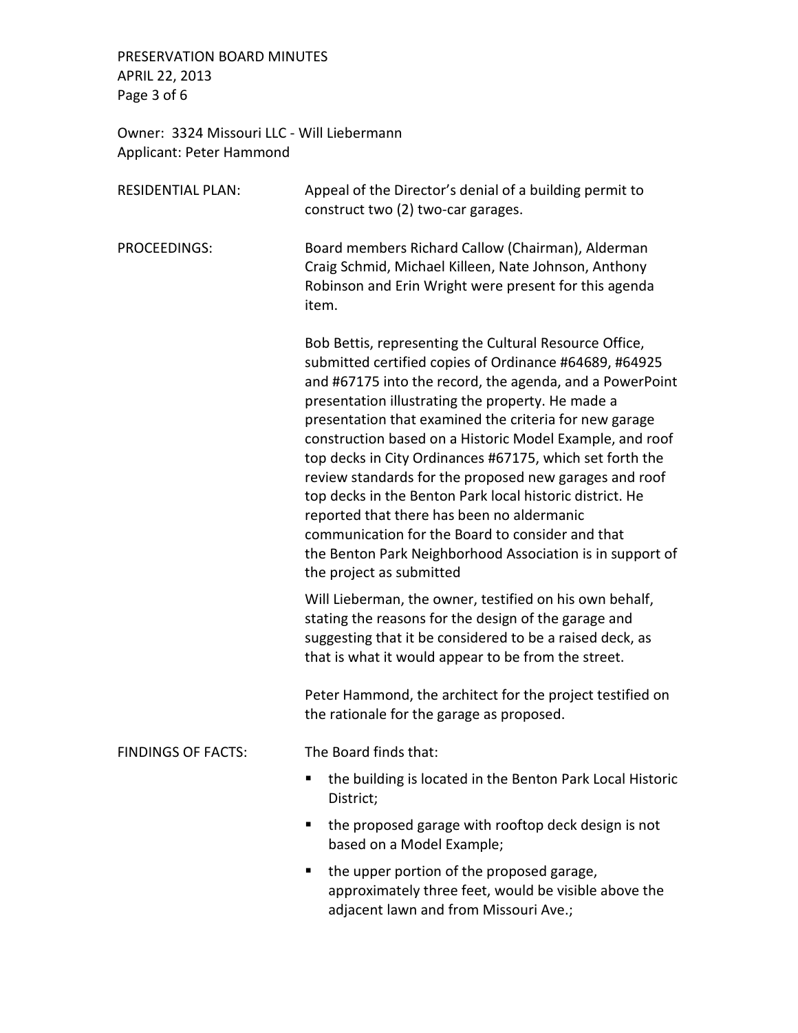Owner: 3324 Missouri LLC - Will Liebermann
Applicant: Peter Hammond

**RESIDENTIAL PLAN:** Appeal of the Director's denial of a building permit to construct two (2) two-car garages.

**PROCEEDINGS:** Board members Richard Callow (Chairman), Alderman Craig Schmid, Michael Killeen, Nate Johnson, Anthony Robinson and Erin Wright were present for this agenda item.

Bob Bettis, representing the Cultural Resource Office, submitted certified copies of Ordinance #64689, #64925 and #67175 into the record, the agenda, and a PowerPoint presentation illustrating the property. He made a presentation that examined the criteria for new garage construction based on a Historic Model Example, and roof top decks in City Ordinances #67175, which set forth the review standards for the proposed new garages and roof top decks in the Benton Park local historic district. He reported that there has been no aldermanic communication for the Board to consider and that the Benton Park Neighborhood Association is in support of the project as submitted

Will Lieberman, the owner, testified on his own behalf, stating the reasons for the design of the garage and suggesting that it be considered to be a raised deck, as that is what it would appear to be from the street.

Peter Hammond, the architect for the project testified on the rationale for the garage as proposed.

**FINDINGS OF FACTS:** The Board finds that:

- the building is located in the Benton Park Local Historic District;
- the proposed garage with rooftop deck design is not based on a Model Example;
- the upper portion of the proposed garage, approximately three feet, would be visible above the adjacent lawn and from Missouri Ave.;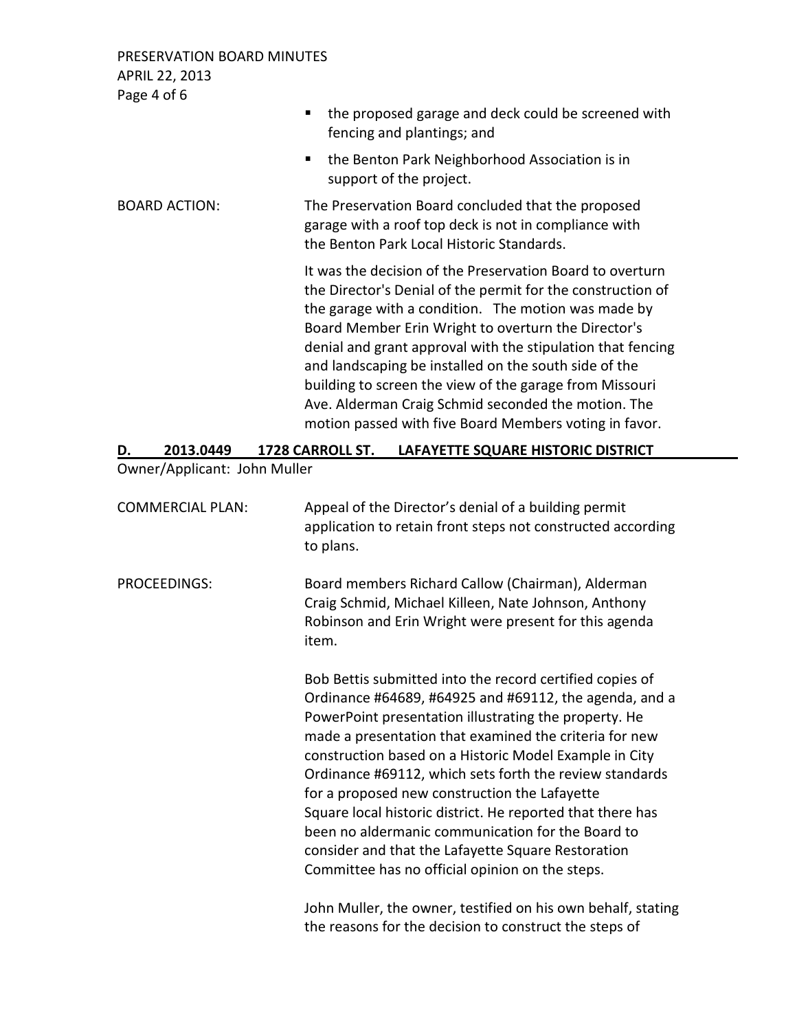- the proposed garage and deck could be screened with fencing and plantings; and
- the Benton Park Neighborhood Association is in support of the project.

BOARD ACTION: The Preservation Board concluded that the proposed garage with a roof top deck is not in compliance with the Benton Park Local Historic Standards.

It was the decision of the Preservation Board to overturn the Director's Denial of the permit for the construction of the garage with a condition. The motion was made by Board Member Erin Wright to overturn the Director's denial and grant approval with the stipulation that fencing and landscaping be installed on the south side of the building to screen the view of the garage from Missouri Ave. Alderman Craig Schmid seconded the motion. The motion passed with five Board Members voting in favor.

**D. 2013.0449 1728 CARROLL ST. LAFAYETTE SQUARE HISTORIC DISTRICT**

Owner/Applicant: John Muller

COMMERCIAL PLAN: Appeal of the Director's denial of a building permit application to retain front steps not constructed according to plans.

PROCEEDINGS: Board members Richard Callow (Chairman), Alderman Craig Schmid, Michael Killeen, Nate Johnson, Anthony Robinson and Erin Wright were present for this agenda item.

Bob Bettis submitted into the record certified copies of Ordinance #64689, #64925 and #69112, the agenda, and a PowerPoint presentation illustrating the property. He made a presentation that examined the criteria for new construction based on a Historic Model Example in City Ordinance #69112, which sets forth the review standards for a proposed new construction the Lafayette Square local historic district. He reported that there has been no aldermanic communication for the Board to consider and that the Lafayette Square Restoration Committee has no official opinion on the steps.

John Muller, the owner, testified on his own behalf, stating the reasons for the decision to construct the steps of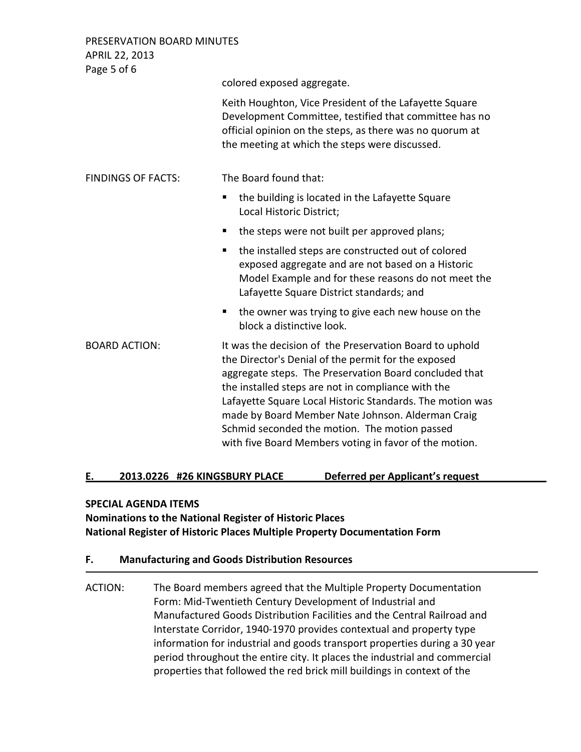colored exposed aggregate.

Keith Houghton, Vice President of the Lafayette Square Development Committee, testified that committee has no official opinion on the steps, as there was no quorum at the meeting at which the steps were discussed.

FINDINGS OF FACTS: The Board found that:

- the building is located in the Lafayette Square Local Historic District;
- the steps were not built per approved plans;
- the installed steps are constructed out of colored exposed aggregate and are not based on a Historic Model Example and for these reasons do not meet the Lafayette Square District standards; and
- the owner was trying to give each new house on the block a distinctive look.

BOARD ACTION: It was the decision of the Preservation Board to uphold the Director's Denial of the permit for the exposed aggregate steps. The Preservation Board concluded that the installed steps are not in compliance with the Lafayette Square Local Historic Standards. The motion was made by Board Member Nate Johnson. Alderman Craig Schmid seconded the motion. The motion passed with five Board Members voting in favor of the motion.

## E. 2013.0226 #26 KINGSBURY PLACE Deferred per Applicant's request

**SPECIAL AGENDA ITEMS**
**Nominations to the National Register of Historic Places**
**National Register of Historic Places Multiple Property Documentation Form**

## F. Manufacturing and Goods Distribution Resources

ACTION: The Board members agreed that the Multiple Property Documentation Form: Mid-Twentieth Century Development of Industrial and Manufactured Goods Distribution Facilities and the Central Railroad and Interstate Corridor, 1940-1970 provides contextual and property type information for industrial and goods transport properties during a 30 year period throughout the entire city. It places the industrial and commercial properties that followed the red brick mill buildings in context of the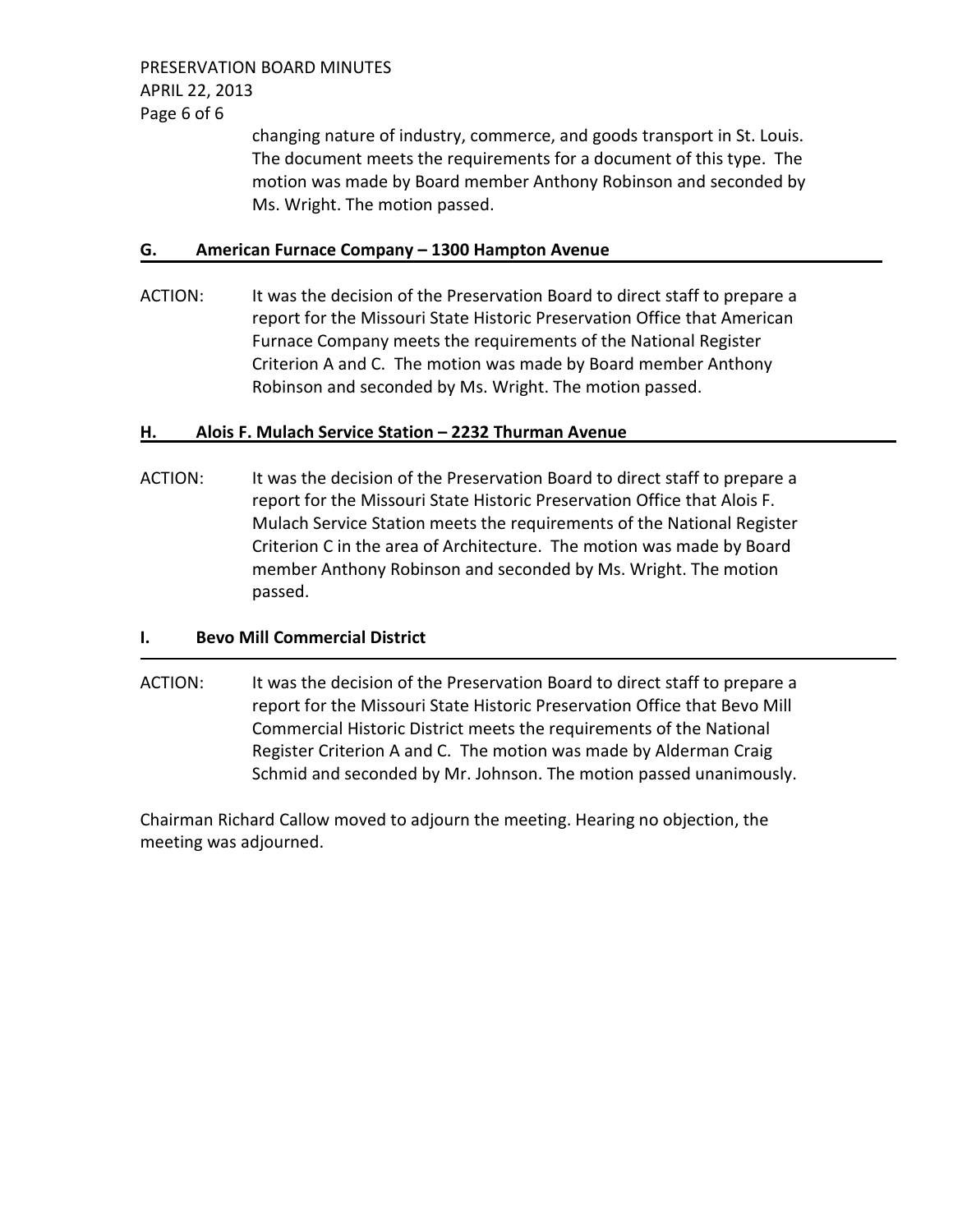changing nature of industry, commerce, and goods transport in St. Louis. The document meets the requirements for a document of this type. The motion was made by Board member Anthony Robinson and seconded by Ms. Wright. The motion passed.

### G. American Furnace Company – 1300 Hampton Avenue

ACTION: It was the decision of the Preservation Board to direct staff to prepare a report for the Missouri State Historic Preservation Office that American Furnace Company meets the requirements of the National Register Criterion A and C. The motion was made by Board member Anthony Robinson and seconded by Ms. Wright. The motion passed.

### H. Alois F. Mulach Service Station – 2232 Thurman Avenue

ACTION: It was the decision of the Preservation Board to direct staff to prepare a report for the Missouri State Historic Preservation Office that Alois F. Mulach Service Station meets the requirements of the National Register Criterion C in the area of Architecture. The motion was made by Board member Anthony Robinson and seconded by Ms. Wright. The motion passed.

### I. Bevo Mill Commercial District

ACTION: It was the decision of the Preservation Board to direct staff to prepare a report for the Missouri State Historic Preservation Office that Bevo Mill Commercial Historic District meets the requirements of the National Register Criterion A and C. The motion was made by Alderman Craig Schmid and seconded by Mr. Johnson. The motion passed unanimously.

Chairman Richard Callow moved to adjourn the meeting. Hearing no objection, the meeting was adjourned.